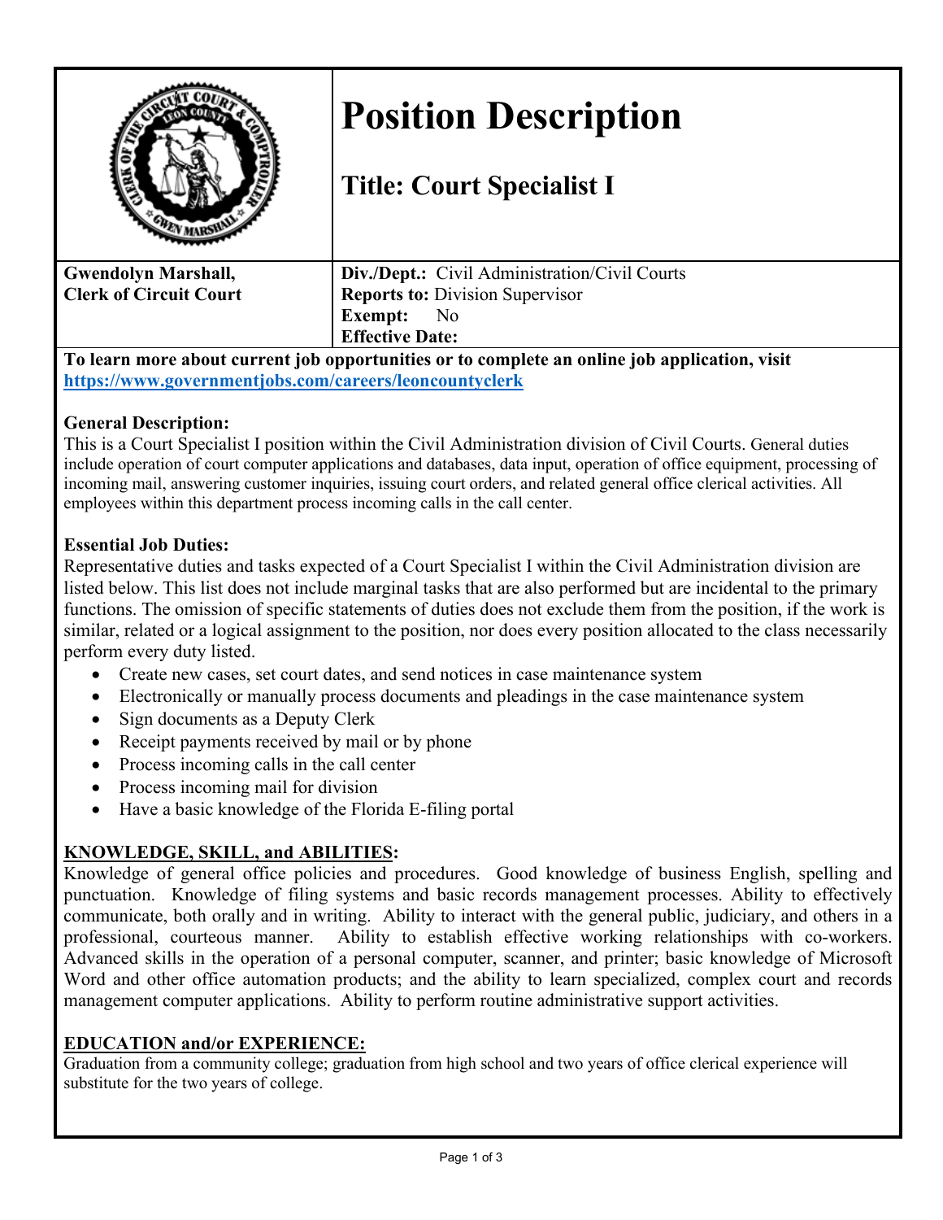# Position Description

## Title: Court Specialist I

**Gwendolyn Marshall,**
**Clerk of Circuit Court**

**Div./Dept.:** Civil Administration/Civil Courts
**Reports to:** Division Supervisor
**Exempt:** No
**Effective Date:**

**To learn more about current job opportunities or to complete an online job application, visit [https://www.governmentjobs.com/careers/leoncountyclerk](https://www.governmentjobs.com/careers/leoncountyclerk)**

**General Description:**
This is a Court Specialist I position within the Civil Administration division of Civil Courts. General duties include operation of court computer applications and databases, data input, operation of office equipment, processing of incoming mail, answering customer inquiries, issuing court orders, and related general office clerical activities. All employees within this department process incoming calls in the call center.

**Essential Job Duties:**
Representative duties and tasks expected of a Court Specialist I within the Civil Administration division are listed below. This list does not include marginal tasks that are also performed but are incidental to the primary functions. The omission of specific statements of duties does not exclude them from the position, if the work is similar, related or a logical assignment to the position, nor does every position allocated to the class necessarily perform every duty listed.

- Create new cases, set court dates, and send notices in case maintenance system
- Electronically or manually process documents and pleadings in the case maintenance system
- Sign documents as a Deputy Clerk
- Receipt payments received by mail or by phone
- Process incoming calls in the call center
- Process incoming mail for division
- Have a basic knowledge of the Florida E-filing portal

**KNOWLEDGE, SKILL, and ABILITIES:**
Knowledge of general office policies and procedures. Good knowledge of business English, spelling and punctuation. Knowledge of filing systems and basic records management processes. Ability to effectively communicate, both orally and in writing. Ability to interact with the general public, judiciary, and others in a professional, courteous manner. Ability to establish effective working relationships with co-workers. Advanced skills in the operation of a personal computer, scanner, and printer; basic knowledge of Microsoft Word and other office automation products; and the ability to learn specialized, complex court and records management computer applications. Ability to perform routine administrative support activities.

**EDUCATION and/or EXPERIENCE:**
Graduation from a community college; graduation from high school and two years of office clerical experience will substitute for the two years of college.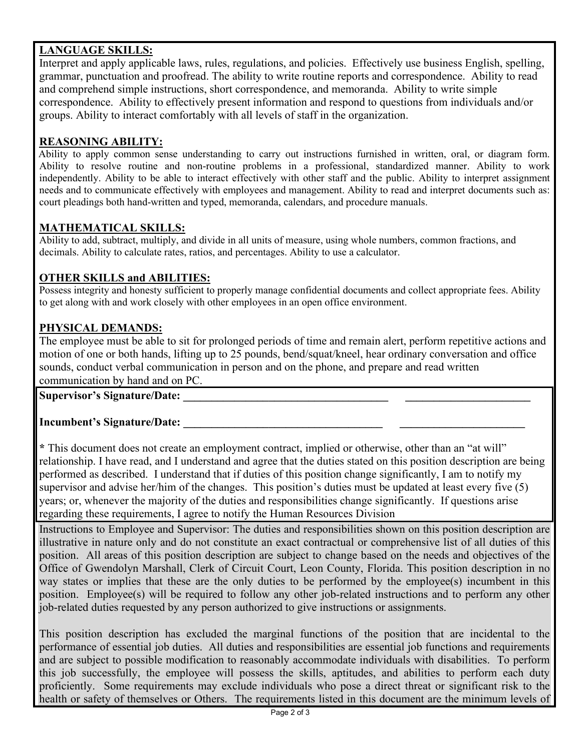## LANGUAGE SKILLS:

Interpret and apply applicable laws, rules, regulations, and policies. Effectively use business English, spelling, grammar, punctuation and proofread. The ability to write routine reports and correspondence. Ability to read and comprehend simple instructions, short correspondence, and memoranda. Ability to write simple correspondence. Ability to effectively present information and respond to questions from individuals and/or groups. Ability to interact comfortably with all levels of staff in the organization.

## REASONING ABILITY:

Ability to apply common sense understanding to carry out instructions furnished in written, oral, or diagram form. Ability to resolve routine and non-routine problems in a professional, standardized manner. Ability to work independently. Ability to be able to interact effectively with other staff and the public. Ability to interpret assignment needs and to communicate effectively with employees and management. Ability to read and interpret documents such as: court pleadings both hand-written and typed, memoranda, calendars, and procedure manuals.

## MATHEMATICAL SKILLS:

Ability to add, subtract, multiply, and divide in all units of measure, using whole numbers, common fractions, and decimals. Ability to calculate rates, ratios, and percentages. Ability to use a calculator.

## OTHER SKILLS and ABILITIES:

Possess integrity and honesty sufficient to properly manage confidential documents and collect appropriate fees. Ability to get along with and work closely with other employees in an open office environment.

## PHYSICAL DEMANDS:

The employee must be able to sit for prolonged periods of time and remain alert, perform repetitive actions and motion of one or both hands, lifting up to 25 pounds, bend/squat/kneel, hear ordinary conversation and office sounds, conduct verbal communication in person and on the phone, and prepare and read written communication by hand and on PC.

**Supervisor's Signature/Date:** ______________________________________ ______________________

**Incumbent's Signature/Date:** ____________________________________ ______________________

**\*** This document does not create an employment contract, implied or otherwise, other than an "at will" relationship. I have read, and I understand and agree that the duties stated on this position description are being performed as described. I understand that if duties of this position change significantly, I am to notify my supervisor and advise her/him of the changes. This position's duties must be updated at least every five (5) years; or, whenever the majority of the duties and responsibilities change significantly. If questions arise regarding these requirements, I agree to notify the Human Resources Division

Instructions to Employee and Supervisor: The duties and responsibilities shown on this position description are illustrative in nature only and do not constitute an exact contractual or comprehensive list of all duties of this position. All areas of this position description are subject to change based on the needs and objectives of the Office of Gwendolyn Marshall, Clerk of Circuit Court, Leon County, Florida. This position description in no way states or implies that these are the only duties to be performed by the employee(s) incumbent in this position. Employee(s) will be required to follow any other job-related instructions and to perform any other job-related duties requested by any person authorized to give instructions or assignments.

This position description has excluded the marginal functions of the position that are incidental to the performance of essential job duties. All duties and responsibilities are essential job functions and requirements and are subject to possible modification to reasonably accommodate individuals with disabilities. To perform this job successfully, the employee will possess the skills, aptitudes, and abilities to perform each duty proficiently. Some requirements may exclude individuals who pose a direct threat or significant risk to the health or safety of themselves or Others. The requirements listed in this document are the minimum levels of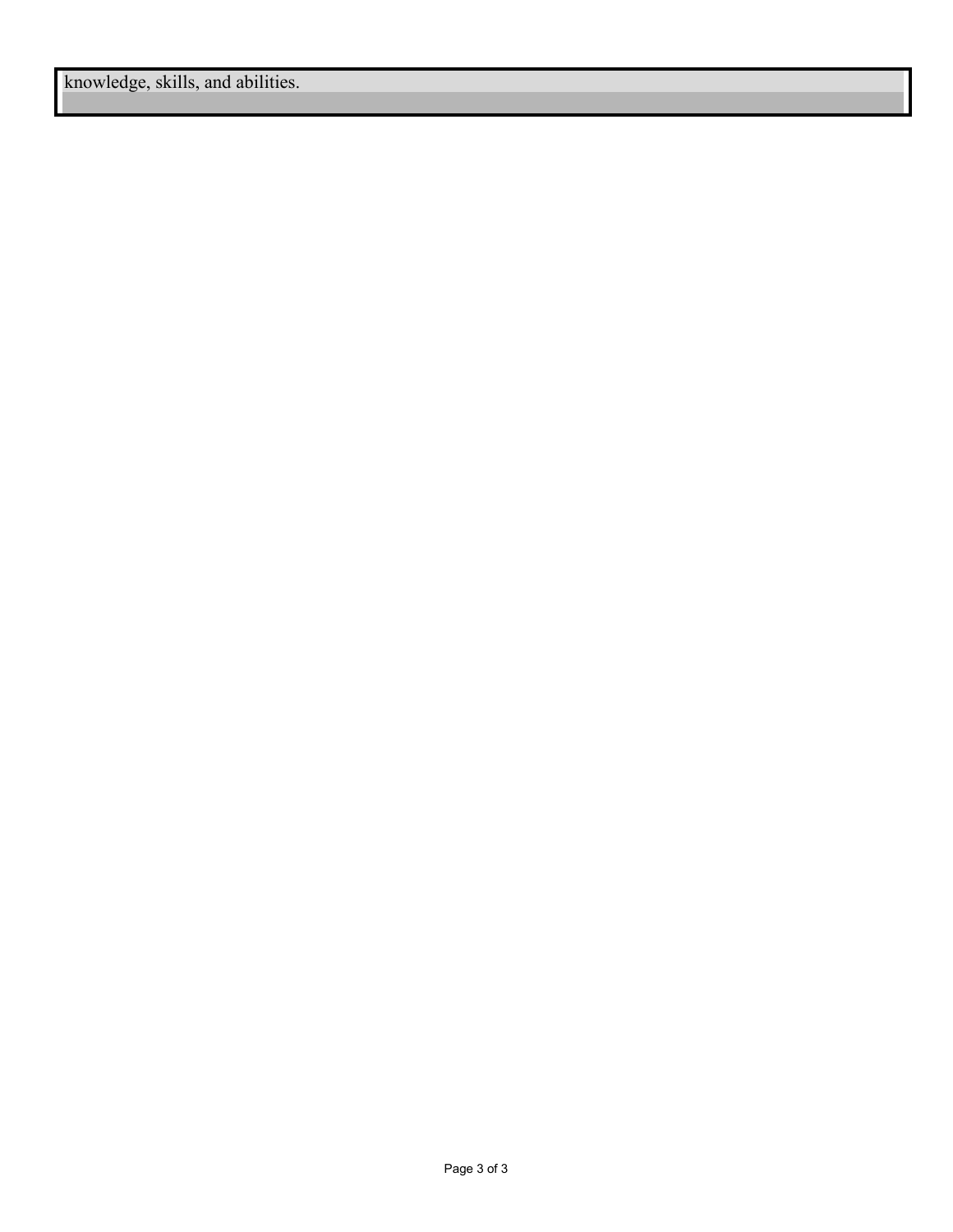knowledge, skills, and abilities.